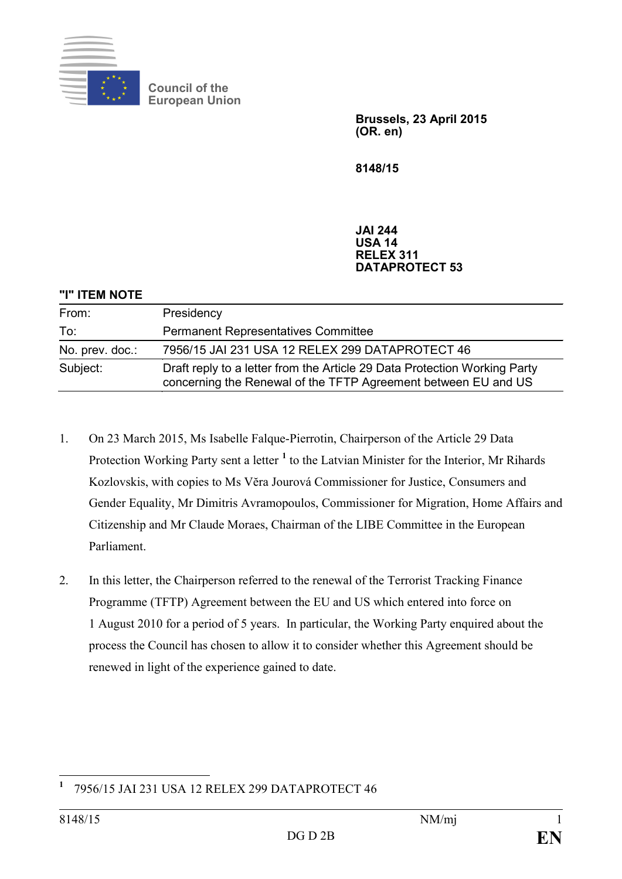Council of the European Union

**Brussels, 23 April 2015**
**(OR. en)**

**8148/15**

**JAI 244**
**USA 14**
**RELEX 311**
**DATAPROTECT 53**

**"I" ITEM NOTE**

| | |
|---|---|
| From: | Presidency |
| To: | Permanent Representatives Committee |
| No. prev. doc.: | 7956/15 JAI 231 USA 12 RELEX 299 DATAPROTECT 46 |
| Subject: | Draft reply to a letter from the Article 29 Data Protection Working Party concerning the Renewal of the TFTP Agreement between EU and US |

1. On 23 March 2015, Ms Isabelle Falque-Pierrotin, Chairperson of the Article 29 Data Protection Working Party sent a letter [1] to the Latvian Minister for the Interior, Mr Rihards Kozlovskis, with copies to Ms Věra Jourová Commissioner for Justice, Consumers and Gender Equality, Mr Dimitris Avramopoulos, Commissioner for Migration, Home Affairs and Citizenship and Mr Claude Moraes, Chairman of the LIBE Committee in the European Parliament.

2. In this letter, the Chairperson referred to the renewal of the Terrorist Tracking Finance Programme (TFTP) Agreement between the EU and US which entered into force on 1 August 2010 for a period of 5 years. In particular, the Working Party enquired about the process the Council has chosen to allow it to consider whether this Agreement should be renewed in light of the experience gained to date.

[1] 7956/15 JAI 231 USA 12 RELEX 299 DATAPROTECT 46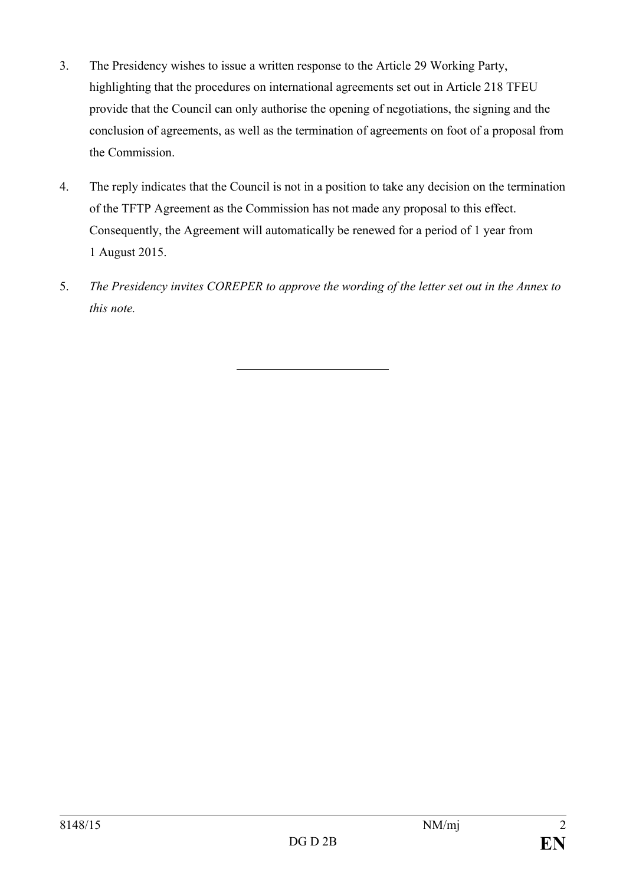3. The Presidency wishes to issue a written response to the Article 29 Working Party, highlighting that the procedures on international agreements set out in Article 218 TFEU provide that the Council can only authorise the opening of negotiations, the signing and the conclusion of agreements, as well as the termination of agreements on foot of a proposal from the Commission.

4. The reply indicates that the Council is not in a position to take any decision on the termination of the TFTP Agreement as the Commission has not made any proposal to this effect. Consequently, the Agreement will automatically be renewed for a period of 1 year from 1 August 2015.

5. *The Presidency invites COREPER to approve the wording of the letter set out in the Annex to this note.*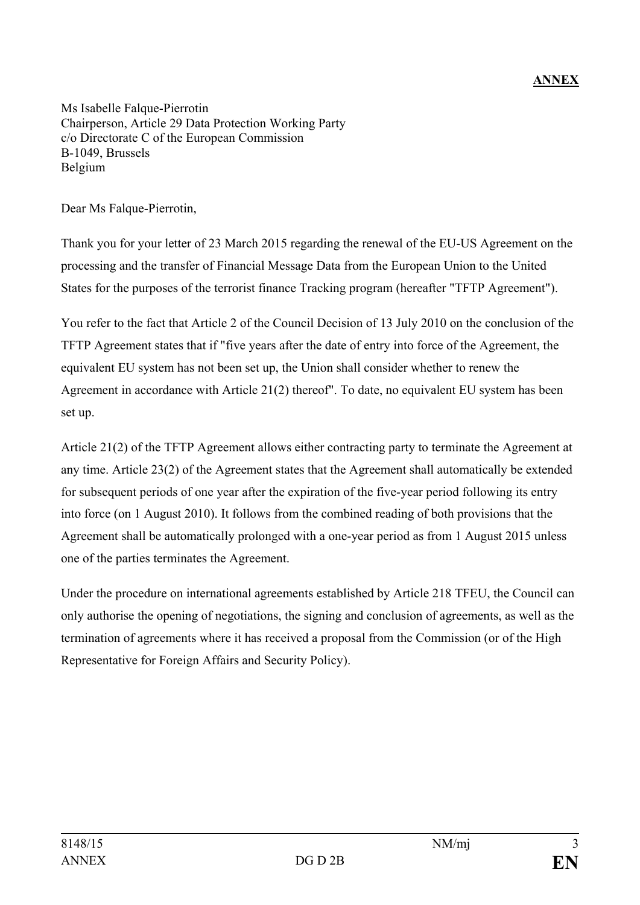**ANNEX**

Ms Isabelle Falque-Pierrotin
Chairperson, Article 29 Data Protection Working Party
c/o Directorate C of the European Commission
B-1049, Brussels
Belgium

Dear Ms Falque-Pierrotin,

Thank you for your letter of 23 March 2015 regarding the renewal of the EU-US Agreement on the processing and the transfer of Financial Message Data from the European Union to the United States for the purposes of the terrorist finance Tracking program (hereafter "TFTP Agreement").

You refer to the fact that Article 2 of the Council Decision of 13 July 2010 on the conclusion of the TFTP Agreement states that if "five years after the date of entry into force of the Agreement, the equivalent EU system has not been set up, the Union shall consider whether to renew the Agreement in accordance with Article 21(2) thereof". To date, no equivalent EU system has been set up.

Article 21(2) of the TFTP Agreement allows either contracting party to terminate the Agreement at any time. Article 23(2) of the Agreement states that the Agreement shall automatically be extended for subsequent periods of one year after the expiration of the five-year period following its entry into force (on 1 August 2010). It follows from the combined reading of both provisions that the Agreement shall be automatically prolonged with a one-year period as from 1 August 2015 unless one of the parties terminates the Agreement.

Under the procedure on international agreements established by Article 218 TFEU, the Council can only authorise the opening of negotiations, the signing and conclusion of agreements, as well as the termination of agreements where it has received a proposal from the Commission (or of the High Representative for Foreign Affairs and Security Policy).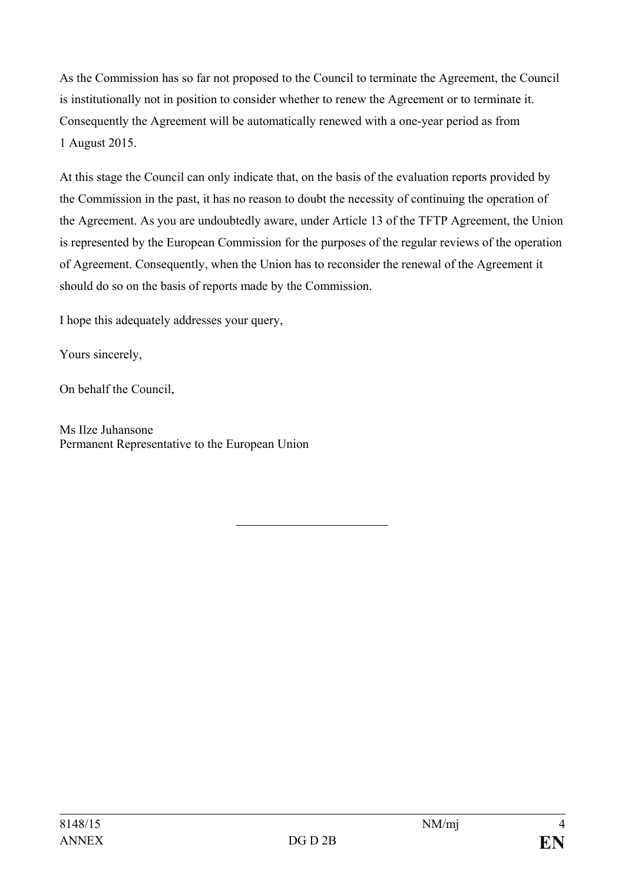As the Commission has so far not proposed to the Council to terminate the Agreement, the Council is institutionally not in position to consider whether to renew the Agreement or to terminate it. Consequently the Agreement will be automatically renewed with a one-year period as from 1 August 2015.

At this stage the Council can only indicate that, on the basis of the evaluation reports provided by the Commission in the past, it has no reason to doubt the necessity of continuing the operation of the Agreement. As you are undoubtedly aware, under Article 13 of the TFTP Agreement, the Union is represented by the European Commission for the purposes of the regular reviews of the operation of Agreement. Consequently, when the Union has to reconsider the renewal of the Agreement it should do so on the basis of reports made by the Commission.

I hope this adequately addresses your query,

Yours sincerely,

On behalf the Council,

Ms Ilze Juhansone
Permanent Representative to the European Union